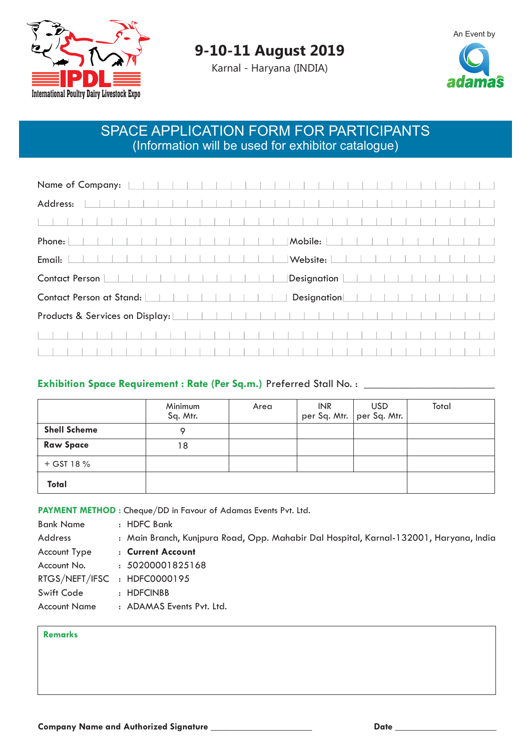IPDL International Poultry Dairy Livestock Expo

# 9-10-11 August 2019

Karnal - Haryana (INDIA)

An Event by adamas

## SPACE APPLICATION FORM FOR PARTICIPANTS
(Information will be used for exhibitor catalogue)

Name of Company:

Address:

Phone: Mobile:

Email: Website:

Contact Person Designation

Contact Person at Stand: Designation

Products & Services on Display:

**Exhibition Space Requirement : Rate (Per Sq.m.)** Preferred Stall No. : ______________________

| | Minimum Sq. Mtr. | Area | INR per Sq. Mtr. | USD per Sq. Mtr. | Total |
|---|---|---|---|---|---|
| **Shell Scheme** | 9 | | | | |
| **Raw Space** | 18 | | | | |
| + GST 18 % | | | | | |
| **Total** | | | | | |

**PAYMENT METHOD :** Cheque/DD in Favour of Adamas Events Pvt. Ltd.

Bank Name : HDFC Bank
Address : Main Branch, Kunjpura Road, Opp. Mahabir Dal Hospital, Karnal-132001, Haryana, India
Account Type : **Current Account**
Account No. : 50200001825168
RTGS/NEFT/IFSC : HDFC0000195
Swift Code : HDFCINBB
Account Name : ADAMAS Events Pvt. Ltd.

**Remarks**

**Company Name and Authorized Signature** ______________________ **Date** ______________________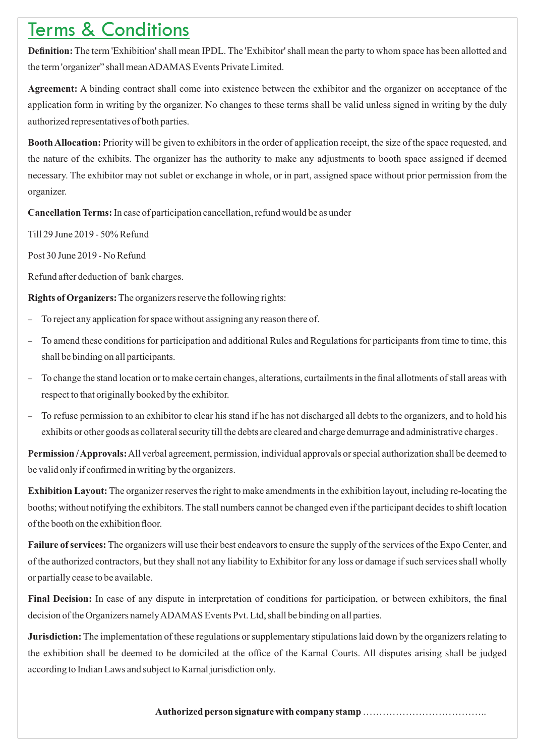# Terms & Conditions

**Definition:** The term 'Exhibition' shall mean IPDL. The 'Exhibitor' shall mean the party to whom space has been allotted and the term 'organizer" shall mean ADAMAS Events Private Limited.

**Agreement:** A binding contract shall come into existence between the exhibitor and the organizer on acceptance of the application form in writing by the organizer. No changes to these terms shall be valid unless signed in writing by the duly authorized representatives of both parties.

**Booth Allocation:** Priority will be given to exhibitors in the order of application receipt, the size of the space requested, and the nature of the exhibits. The organizer has the authority to make any adjustments to booth space assigned if deemed necessary. The exhibitor may not sublet or exchange in whole, or in part, assigned space without prior permission from the organizer.

**Cancellation Terms:** In case of participation cancellation, refund would be as under

Till 29 June 2019 - 50% Refund

Post 30 June 2019 - No Refund

Refund after deduction of bank charges.

**Rights of Organizers:** The organizers reserve the following rights:

- To reject any application for space without assigning any reason there of.
- To amend these conditions for participation and additional Rules and Regulations for participants from time to time, this shall be binding on all participants.
- To change the stand location or to make certain changes, alterations, curtailments in the final allotments of stall areas with respect to that originally booked by the exhibitor.
- To refuse permission to an exhibitor to clear his stand if he has not discharged all debts to the organizers, and to hold his exhibits or other goods as collateral security till the debts are cleared and charge demurrage and administrative charges .

**Permission / Approvals:** All verbal agreement, permission, individual approvals or special authorization shall be deemed to be valid only if confirmed in writing by the organizers.

**Exhibition Layout:** The organizer reserves the right to make amendments in the exhibition layout, including re-locating the booths; without notifying the exhibitors. The stall numbers cannot be changed even if the participant decides to shift location of the booth on the exhibition floor.

**Failure of services:** The organizers will use their best endeavors to ensure the supply of the services of the Expo Center, and of the authorized contractors, but they shall not any liability to Exhibitor for any loss or damage if such services shall wholly or partially cease to be available.

**Final Decision:** In case of any dispute in interpretation of conditions for participation, or between exhibitors, the final decision of the Organizers namely ADAMAS Events Pvt. Ltd, shall be binding on all parties.

**Jurisdiction:** The implementation of these regulations or supplementary stipulations laid down by the organizers relating to the exhibition shall be deemed to be domiciled at the office of the Karnal Courts. All disputes arising shall be judged according to Indian Laws and subject to Karnal jurisdiction only.

**Authorized person signature with company stamp** …………………………………..